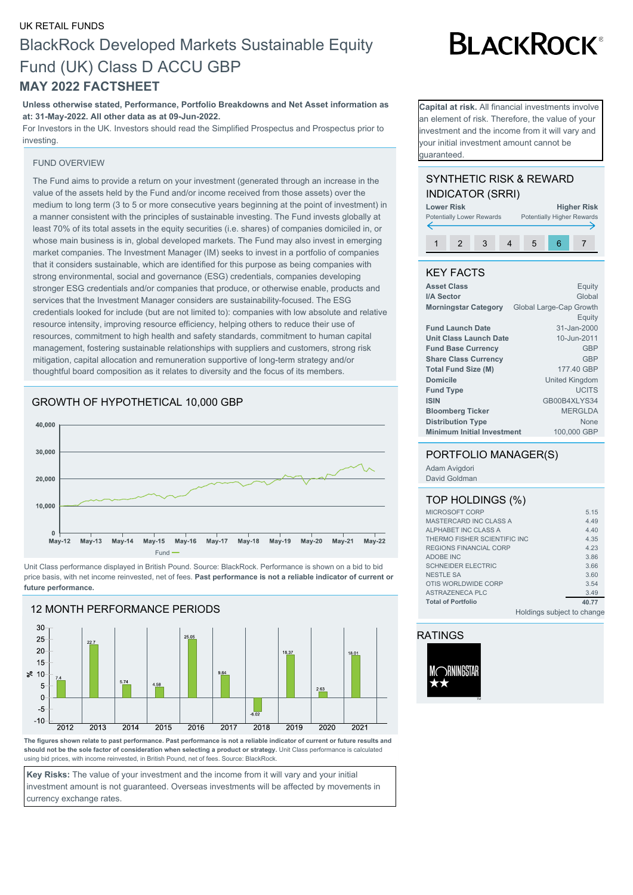UK RETAIL FUNDS

# BlackRock Developed Markets Sustainable Equity Fund (UK) Class D ACCU GBP

## MAY 2022 FACTSHEET

**Unless otherwise stated, Performance, Portfolio Breakdowns and Net Asset information as at: 31-May-2022. All other data as at 09-Jun-2022.**

For Investors in the UK. Investors should read the Simplified Prospectus and Prospectus prior to investing.

**Capital at risk.** All financial investments involve an element of risk. Therefore, the value of your investment and the income from it will vary and your initial investment amount cannot be guaranteed.

### FUND OVERVIEW

The Fund aims to provide a return on your investment (generated through an increase in the value of the assets held by the Fund and/or income received from those assets) over the medium to long term (3 to 5 or more consecutive years beginning at the point of investment) in a manner consistent with the principles of sustainable investing. The Fund invests globally at least 70% of its total assets in the equity securities (i.e. shares) of companies domiciled in, or whose main business is in, global developed markets. The Fund may also invest in emerging market companies. The Investment Manager (IM) seeks to invest in a portfolio of companies that it considers sustainable, which are identified for this purpose as being companies with strong environmental, social and governance (ESG) credentials, companies developing stronger ESG credentials and/or companies that produce, or otherwise enable, products and services that the Investment Manager considers are sustainability-focused. The ESG credentials looked for include (but are not limited to): companies with low absolute and relative resource intensity, improving resource efficiency, helping others to reduce their use of resources, commitment to high health and safety standards, commitment to human capital management, fostering sustainable relationships with suppliers and customers, strong risk mitigation, capital allocation and remuneration supportive of long-term strategy and/or thoughtful board composition as it relates to diversity and the focus of its members.

### GROWTH OF HYPOTHETICAL 10,000 GBP

Unit Class performance displayed in British Pound. Source: BlackRock. Performance is shown on a bid to bid price basis, with net income reinvested, net of fees. **Past performance is not a reliable indicator of current or future performance.**

### 12 MONTH PERFORMANCE PERIODS

| Year | 2012 | 2013 | 2014 | 2015 | 2016 | 2017 | 2018 | 2019 | 2020 | 2021 |
|---|---|---|---|---|---|---|---|---|---|---|
| Fund (%) | 7.4 | 22.7 | 5.74 | 4.58 | 25.05 | 9.84 | -6.02 | 18.37 | 2.63 | 18.01 |

**The figures shown relate to past performance. Past performance is not a reliable indicator of current or future results and should not be the sole factor of consideration when selecting a product or strategy.** Unit Class performance is calculated using bid prices, with income reinvested, in British Pound, net of fees. Source: BlackRock.

**Key Risks:** The value of your investment and the income from it will vary and your initial investment amount is not guaranteed. Overseas investments will be affected by movements in currency exchange rates.

### SYNTHETIC RISK & REWARD INDICATOR (SRRI)

Lower Risk (Potentially Lower Rewards) — Higher Risk (Potentially Higher Rewards)

1 | 2 | 3 | 4 | 5 | **6** | 7

### KEY FACTS

| | |
|---|---|
| **Asset Class** | Equity |
| **I/A Sector** | Global |
| **Morningstar Category** | Global Large-Cap Growth Equity |
| **Fund Launch Date** | 31-Jan-2000 |
| **Unit Class Launch Date** | 10-Jun-2011 |
| **Fund Base Currency** | GBP |
| **Share Class Currency** | GBP |
| **Total Fund Size (M)** | 177.40 GBP |
| **Domicile** | United Kingdom |
| **Fund Type** | UCITS |
| **ISIN** | GB00B4XLYS34 |
| **Bloomberg Ticker** | MERGLDA |
| **Distribution Type** | None |
| **Minimum Initial Investment** | 100,000 GBP |

### PORTFOLIO MANAGER(S)

Adam Avigdori
David Goldman

### TOP HOLDINGS (%)

| | |
|---|---|
| MICROSOFT CORP | 5.15 |
| MASTERCARD INC CLASS A | 4.49 |
| ALPHABET INC CLASS A | 4.40 |
| THERMO FISHER SCIENTIFIC INC | 4.35 |
| REGIONS FINANCIAL CORP | 4.23 |
| ADOBE INC | 3.86 |
| SCHNEIDER ELECTRIC | 3.66 |
| NESTLE SA | 3.60 |
| OTIS WORLDWIDE CORP | 3.54 |
| ASTRAZENECA PLC | 3.49 |
| **Total of Portfolio** | **40.77** |

Holdings subject to change

### RATINGS

Morningstar ★★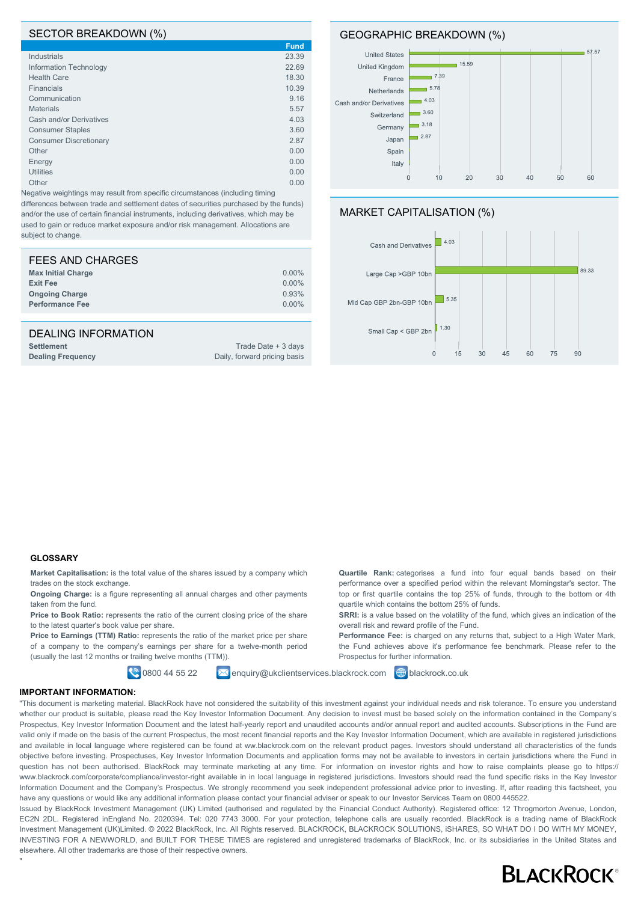## SECTOR BREAKDOWN (%)

| | Fund |
|---|---|
| Industrials | 23.39 |
| Information Technology | 22.69 |
| Health Care | 18.30 |
| Financials | 10.39 |
| Communication | 9.16 |
| Materials | 5.57 |
| Cash and/or Derivatives | 4.03 |
| Consumer Staples | 3.60 |
| Consumer Discretionary | 2.87 |
| Other | 0.00 |
| Energy | 0.00 |
| Utilities | 0.00 |
| Other | 0.00 |

Negative weightings may result from specific circumstances (including timing differences between trade and settlement dates of securities purchased by the funds) and/or the use of certain financial instruments, including derivatives, which may be used to gain or reduce market exposure and/or risk management. Allocations are subject to change.

## GEOGRAPHIC BREAKDOWN (%)

| Country | % |
|---|---|
| United States | 57.57 |
| United Kingdom | 15.59 |
| France | 7.39 |
| Netherlands | 5.78 |
| Cash and/or Derivatives | 4.03 |
| Switzerland | 3.60 |
| Germany | 3.18 |
| Japan | 2.87 |
| Spain | |
| Italy | |

## MARKET CAPITALISATION (%)

| | % |
|---|---|
| Cash and Derivatives | 4.03 |
| Large Cap >GBP 10bn | 89.33 |
| Mid Cap GBP 2bn-GBP 10bn | 5.35 |
| Small Cap < GBP 2bn | 1.30 |

## FEES AND CHARGES

| | |
|---|---|
| **Max Initial Charge** | 0.00% |
| **Exit Fee** | 0.00% |
| **Ongoing Charge** | 0.93% |
| **Performance Fee** | 0.00% |

## DEALING INFORMATION

| | |
|---|---|
| **Settlement** | Trade Date + 3 days |
| **Dealing Frequency** | Daily, forward pricing basis |

### GLOSSARY

**Market Capitalisation:** is the total value of the shares issued by a company which trades on the stock exchange.

**Ongoing Charge:** is a figure representing all annual charges and other payments taken from the fund.

**Price to Book Ratio:** represents the ratio of the current closing price of the share to the latest quarter's book value per share.

**Price to Earnings (TTM) Ratio:** represents the ratio of the market price per share of a company to the company's earnings per share for a twelve-month period (usually the last 12 months or trailing twelve months (TTM)).

**Quartile Rank:** categorises a fund into four equal bands based on their performance over a specified period within the relevant Morningstar's sector. The top or first quartile contains the top 25% of funds, through to the bottom or 4th quartile which contains the bottom 25% of funds.

**SRRI:** is a value based on the volatility of the fund, which gives an indication of the overall risk and reward profile of the Fund.

**Performance Fee:** is charged on any returns that, subject to a High Water Mark, the Fund achieves above it's performance fee benchmark. Please refer to the Prospectus for further information.

0800 44 55 22 enquiry@ukclientservices.blackrock.com blackrock.co.uk

### IMPORTANT INFORMATION:

"This document is marketing material. BlackRock have not considered the suitability of this investment against your individual needs and risk tolerance. To ensure you understand whether our product is suitable, please read the Key Investor Information Document. Any decision to invest must be based solely on the information contained in the Company's Prospectus, Key Investor Information Document and the latest half-yearly report and unaudited accounts and/or annual report and audited accounts. Subscriptions in the Fund are valid only if made on the basis of the current Prospectus, the most recent financial reports and the Key Investor Information Document, which are available in registered jurisdictions and available in local language where registered can be found at ww.blackrock.com on the relevant product pages. Investors should understand all characteristics of the funds objective before investing. Prospectuses, Key Investor Information Documents and application forms may not be available to investors in certain jurisdictions where the Fund in question has not been authorised. BlackRock may terminate marketing at any time. For information on investor rights and how to raise complaints please go to https://www.blackrock.com/corporate/compliance/investor-right available in in local language in registered jurisdictions. Investors should read the fund specific risks in the Key Investor Information Document and the Company's Prospectus. We strongly recommend you seek independent professional advice prior to investing. If, after reading this factsheet, you have any questions or would like any additional information please contact your financial adviser or speak to our Investor Services Team on 0800 445522.

Issued by BlackRock Investment Management (UK) Limited (authorised and regulated by the Financial Conduct Authority). Registered office: 12 Throgmorton Avenue, London, EC2N 2DL. Registered inEngland No. 2020394. Tel: 020 7743 3000. For your protection, telephone calls are usually recorded. BlackRock is a trading name of BlackRock Investment Management (UK)Limited. © 2022 BlackRock, Inc. All Rights reserved. BLACKROCK, BLACKROCK SOLUTIONS, iSHARES, SO WHAT DO I DO WITH MY MONEY, INVESTING FOR A NEWWORLD, and BUILT FOR THESE TIMES are registered and unregistered trademarks of BlackRock, Inc. or its subsidiaries in the United States and elsewhere. All other trademarks are those of their respective owners.

"

BLACKROCK®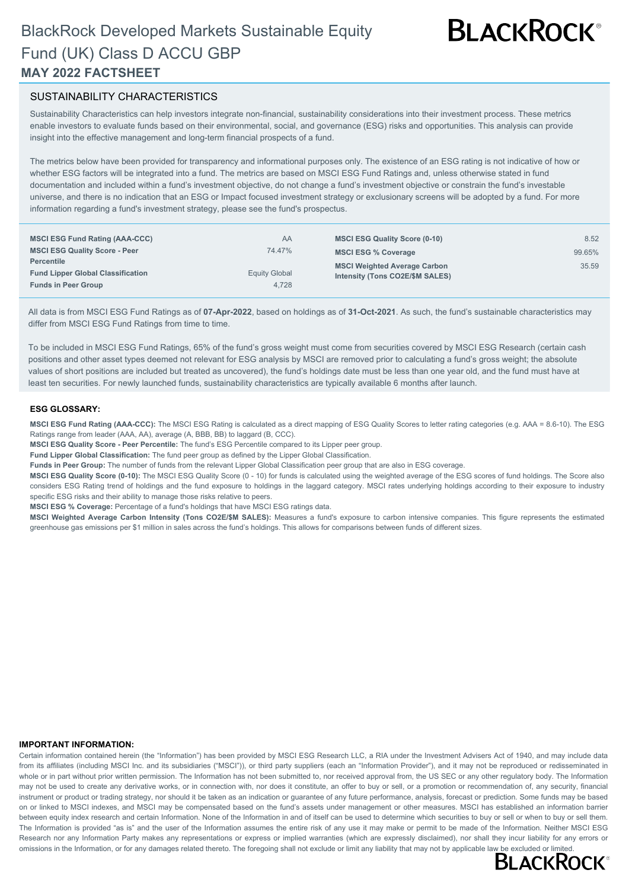# BlackRock Developed Markets Sustainable Equity Fund (UK) Class D ACCU GBP

**MAY 2022 FACTSHEET**

## SUSTAINABILITY CHARACTERISTICS

Sustainability Characteristics can help investors integrate non-financial, sustainability considerations into their investment process. These metrics enable investors to evaluate funds based on their environmental, social, and governance (ESG) risks and opportunities. This analysis can provide insight into the effective management and long-term financial prospects of a fund.

The metrics below have been provided for transparency and informational purposes only. The existence of an ESG rating is not indicative of how or whether ESG factors will be integrated into a fund. The metrics are based on MSCI ESG Fund Ratings and, unless otherwise stated in fund documentation and included within a fund's investment objective, do not change a fund's investment objective or constrain the fund's investable universe, and there is no indication that an ESG or Impact focused investment strategy or exclusionary screens will be adopted by a fund. For more information regarding a fund's investment strategy, please see the fund's prospectus.

| | | | |
|---|---|---|---|
| **MSCI ESG Fund Rating (AAA-CCC)** | AA | **MSCI ESG Quality Score (0-10)** | 8.52 |
| **MSCI ESG Quality Score - Peer Percentile** | 74.47% | **MSCI ESG % Coverage** | 99.65% |
| **Fund Lipper Global Classification** | Equity Global | **MSCI Weighted Average Carbon Intensity (Tons CO2E/$M SALES)** | 35.59 |
| **Funds in Peer Group** | 4,728 | | |

All data is from MSCI ESG Fund Ratings as of **07-Apr-2022**, based on holdings as of **31-Oct-2021**. As such, the fund's sustainable characteristics may differ from MSCI ESG Fund Ratings from time to time.

To be included in MSCI ESG Fund Ratings, 65% of the fund's gross weight must come from securities covered by MSCI ESG Research (certain cash positions and other asset types deemed not relevant for ESG analysis by MSCI are removed prior to calculating a fund's gross weight; the absolute values of short positions are included but treated as uncovered), the fund's holdings date must be less than one year old, and the fund must have at least ten securities. For newly launched funds, sustainability characteristics are typically available 6 months after launch.

### ESG GLOSSARY:

**MSCI ESG Fund Rating (AAA-CCC):** The MSCI ESG Rating is calculated as a direct mapping of ESG Quality Scores to letter rating categories (e.g. AAA = 8.6-10). The ESG Ratings range from leader (AAA, AA), average (A, BBB, BB) to laggard (B, CCC).

**MSCI ESG Quality Score - Peer Percentile:** The fund's ESG Percentile compared to its Lipper peer group.

**Fund Lipper Global Classification:** The fund peer group as defined by the Lipper Global Classification.

**Funds in Peer Group:** The number of funds from the relevant Lipper Global Classification peer group that are also in ESG coverage.

**MSCI ESG Quality Score (0-10):** The MSCI ESG Quality Score (0 - 10) for funds is calculated using the weighted average of the ESG scores of fund holdings. The Score also considers ESG Rating trend of holdings and the fund exposure to holdings in the laggard category. MSCI rates underlying holdings according to their exposure to industry specific ESG risks and their ability to manage those risks relative to peers.

**MSCI ESG % Coverage:** Percentage of a fund's holdings that have MSCI ESG ratings data.

**MSCI Weighted Average Carbon Intensity (Tons CO2E/$M SALES):** Measures a fund's exposure to carbon intensive companies. This figure represents the estimated greenhouse gas emissions per $1 million in sales across the fund's holdings. This allows for comparisons between funds of different sizes.

### IMPORTANT INFORMATION:

Certain information contained herein (the "Information") has been provided by MSCI ESG Research LLC, a RIA under the Investment Advisers Act of 1940, and may include data from its affiliates (including MSCI Inc. and its subsidiaries ("MSCI")), or third party suppliers (each an "Information Provider"), and it may not be reproduced or redisseminated in whole or in part without prior written permission. The Information has not been submitted to, nor received approval from, the US SEC or any other regulatory body. The Information may not be used to create any derivative works, or in connection with, nor does it constitute, an offer to buy or sell, or a promotion or recommendation of, any security, financial instrument or product or trading strategy, nor should it be taken as an indication or guarantee of any future performance, analysis, forecast or prediction. Some funds may be based on or linked to MSCI indexes, and MSCI may be compensated based on the fund's assets under management or other measures. MSCI has established an information barrier between equity index research and certain Information. None of the Information in and of itself can be used to determine which securities to buy or sell or when to buy or sell them. The Information is provided "as is" and the user of the Information assumes the entire risk of any use it may make or permit to be made of the Information. Neither MSCI ESG Research nor any Information Party makes any representations or express or implied warranties (which are expressly disclaimed), nor shall they incur liability for any errors or omissions in the Information, or for any damages related thereto. The foregoing shall not exclude or limit any liability that may not by applicable law be excluded or limited.